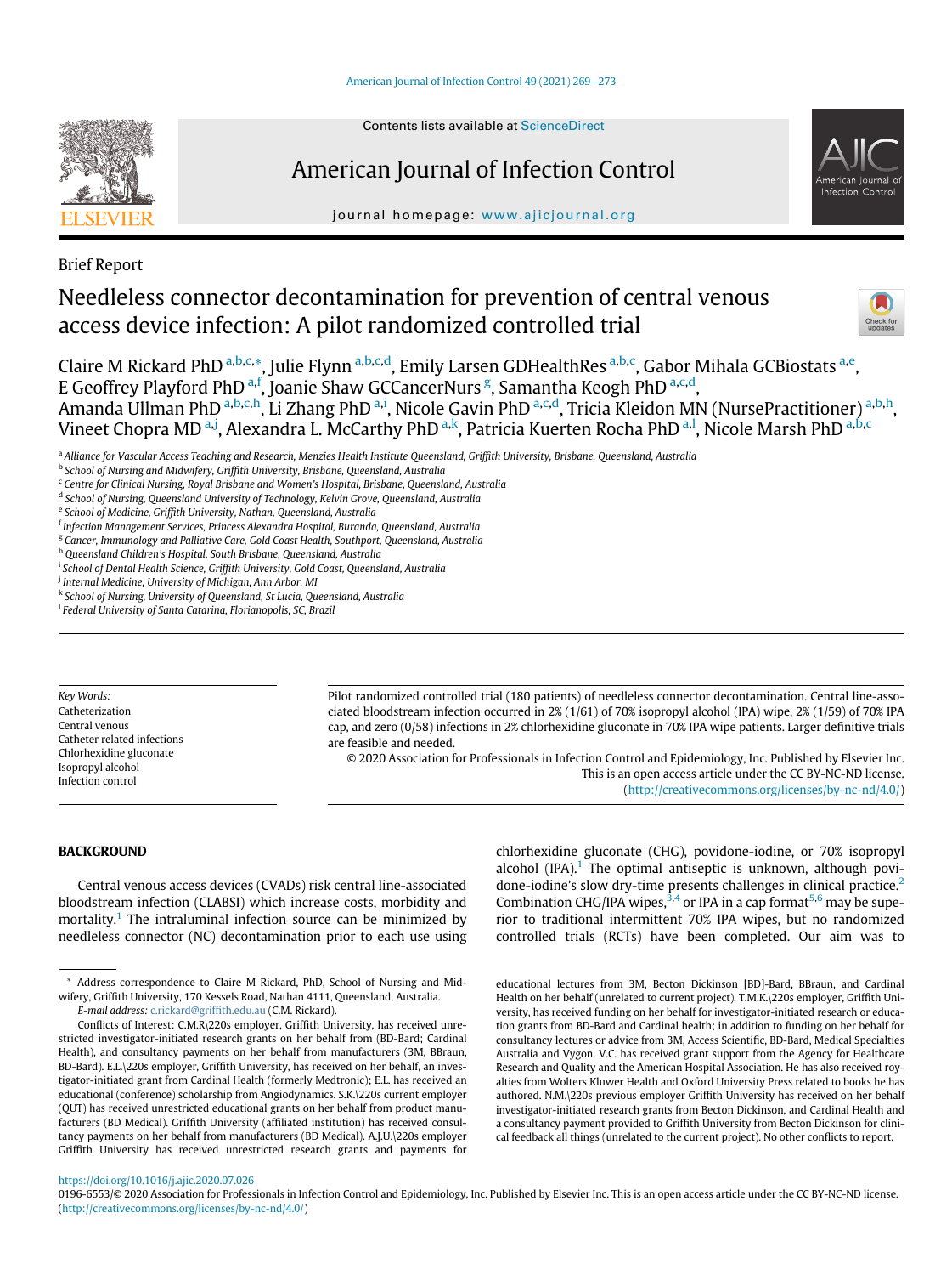Brief Report

# Needleless connector decontamination for prevention of central venous access device infection: A pilot randomized controlled trial

Claire M Rickard PhD [a,b,c,*], Julie Flynn [a,b,c,d], Emily Larsen GDHealthRes [a,b,c], Gabor Mihala GCBiostats [a,e], E Geoffrey Playford PhD [a,f], Joanie Shaw GCCancerNurs [g], Samantha Keogh PhD [a,c,d], Amanda Ullman PhD [a,b,c,h], Li Zhang PhD [a,i], Nicole Gavin PhD [a,c,d], Tricia Kleidon MN (NursePractitioner) [a,b,h], Vineet Chopra MD [a,j], Alexandra L. McCarthy PhD [a,k], Patricia Kuerten Rocha PhD [a,l], Nicole Marsh PhD [a,b,c]

[a] *Alliance for Vascular Access Teaching and Research, Menzies Health Institute Queensland, Griffith University, Brisbane, Queensland, Australia*
[b] *School of Nursing and Midwifery, Griffith University, Brisbane, Queensland, Australia*
[c] *Centre for Clinical Nursing, Royal Brisbane and Women's Hospital, Brisbane, Queensland, Australia*
[d] *School of Nursing, Queensland University of Technology, Kelvin Grove, Queensland, Australia*
[e] *School of Medicine, Griffith University, Nathan, Queensland, Australia*
[f] *Infection Management Services, Princess Alexandra Hospital, Buranda, Queensland, Australia*
[g] *Cancer, Immunology and Palliative Care, Gold Coast Health, Southport, Queensland, Australia*
[h] *Queensland Children's Hospital, South Brisbane, Queensland, Australia*
[i] *School of Dental Health Science, Griffith University, Gold Coast, Queensland, Australia*
[j] *Internal Medicine, University of Michigan, Ann Arbor, MI*
[k] *School of Nursing, University of Queensland, St Lucia, Queensland, Australia*
[l] *Federal University of Santa Catarina, Florianopolis, SC, Brazil*

*Key Words:*
Catheterization
Central venous
Catheter related infections
Chlorhexidine gluconate
Isopropyl alcohol
Infection control

Pilot randomized controlled trial (180 patients) of needleless connector decontamination. Central line-associated bloodstream infection occurred in 2% (1/61) of 70% isopropyl alcohol (IPA) wipe, 2% (1/59) of 70% IPA cap, and zero (0/58) infections in 2% chlorhexidine gluconate in 70% IPA wipe patients. Larger definitive trials are feasible and needed.

© 2020 Association for Professionals in Infection Control and Epidemiology, Inc. Published by Elsevier Inc. This is an open access article under the CC BY-NC-ND license. (http://creativecommons.org/licenses/by-nc-nd/4.0/)

## BACKGROUND

Central venous access devices (CVADs) risk central line-associated bloodstream infection (CLABSI) which increase costs, morbidity and mortality.[1] The intraluminal infection source can be minimized by needleless connector (NC) decontamination prior to each use using chlorhexidine gluconate (CHG), povidone-iodine, or 70% isopropyl alcohol (IPA).[1] The optimal antiseptic is unknown, although povidone-iodine's slow dry-time presents challenges in clinical practice.[2] Combination CHG/IPA wipes,[3,4] or IPA in a cap format[5,6] may be superior to traditional intermittent 70% IPA wipes, but no randomized controlled trials (RCTs) have been completed. Our aim was to

\* Address correspondence to Claire M Rickard, PhD, School of Nursing and Midwifery, Griffith University, 170 Kessels Road, Nathan 4111, Queensland, Australia.
*E-mail address:* c.rickard@griffith.edu.au (C.M. Rickard).

Conflicts of Interest: C.M.R\220s employer, Griffith University, has received unrestricted investigator-initiated research grants on her behalf from (BD-Bard; Cardinal Health), and consultancy payments on her behalf from manufacturers (3M, BBraun, BD-Bard). E.L.\220s employer, Griffith University, has received on her behalf, an investigator-initiated grant from Cardinal Health (formerly Medtronic); E.L. has received an educational (conference) scholarship from Angiodynamics. S.K.\220s current employer (QUT) has received unrestricted educational grants on her behalf from product manufacturers (BD Medical). Griffith University (affiliated institution) has received consultancy payments on her behalf from manufacturers (BD Medical). A.J.U.\220s employer Griffith University has received unrestricted research grants and payments for educational lectures from 3M, Becton Dickinson [BD]-Bard, BBraun, and Cardinal Health on her behalf (unrelated to current project). T.M.K.\220s employer, Griffith University, has received funding on her behalf for investigator-initiated research or education grants from BD-Bard and Cardinal health; in addition to funding on her behalf for consultancy lectures or advice from 3M, Access Scientific, BD-Bard, Medical Specialties Australia and Vygon. V.C. has received grant support from the Agency for Healthcare Research and Quality and the American Hospital Association. He has also received royalties from Wolters Kluwer Health and Oxford University Press related to books he has authored. N.M.\220s previous employer Griffith University has received on her behalf investigator-initiated research grants from Becton Dickinson, and Cardinal Health and a consultancy payment provided to Griffith University from Becton Dickinson for clinical feedback all things (unrelated to the current project). No other conflicts to report.

https://doi.org/10.1016/j.ajic.2020.07.026
0196-6553/© 2020 Association for Professionals in Infection Control and Epidemiology, Inc. Published by Elsevier Inc. This is an open access article under the CC BY-NC-ND license. (http://creativecommons.org/licenses/by-nc-nd/4.0/)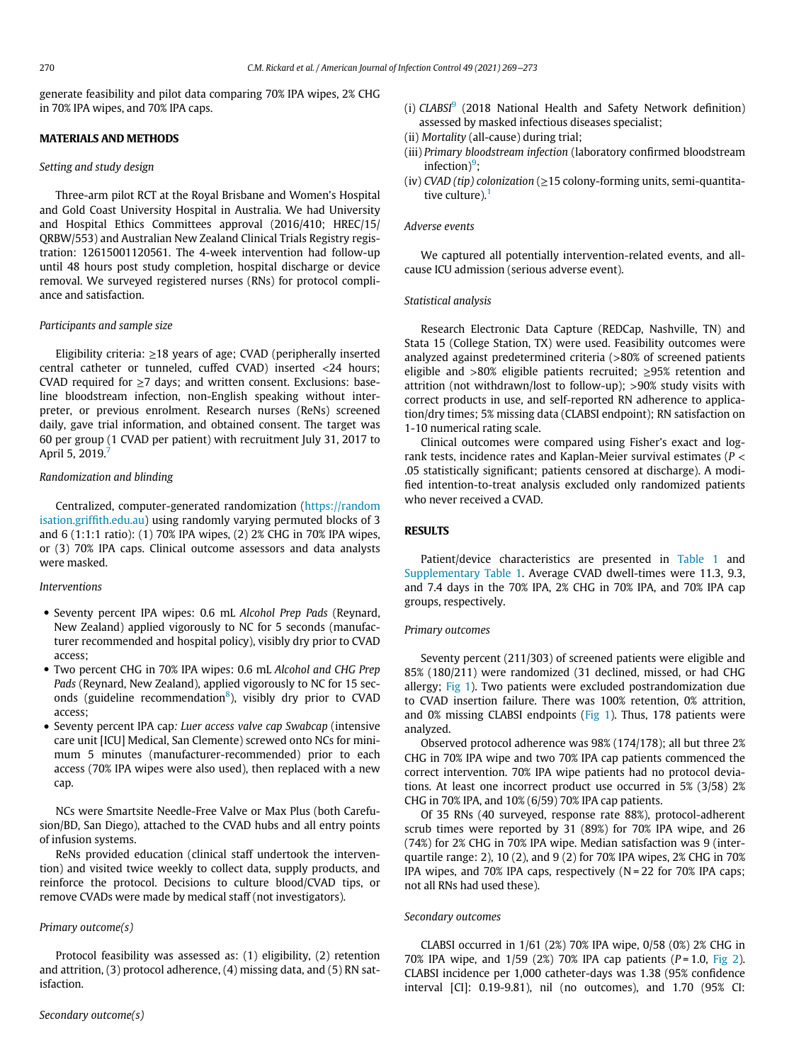generate feasibility and pilot data comparing 70% IPA wipes, 2% CHG in 70% IPA wipes, and 70% IPA caps.

## MATERIALS AND METHODS

### *Setting and study design*

Three-arm pilot RCT at the Royal Brisbane and Women's Hospital and Gold Coast University Hospital in Australia. We had University and Hospital Ethics Committees approval (2016/410; HREC/15/QRBW/553) and Australian New Zealand Clinical Trials Registry registration: 12615001120561. The 4-week intervention had follow-up until 48 hours post study completion, hospital discharge or device removal. We surveyed registered nurses (RNs) for protocol compliance and satisfaction.

### *Participants and sample size*

Eligibility criteria: ≥18 years of age; CVAD (peripherally inserted central catheter or tunneled, cuffed CVAD) inserted <24 hours; CVAD required for ≥7 days; and written consent. Exclusions: baseline bloodstream infection, non-English speaking without interpreter, or previous enrolment. Research nurses (ReNs) screened daily, gave trial information, and obtained consent. The target was 60 per group (1 CVAD per patient) with recruitment July 31, 2017 to April 5, 2019.[7]

### *Randomization and blinding*

Centralized, computer-generated randomization (https://randomisation.griffith.edu.au) using randomly varying permuted blocks of 3 and 6 (1:1:1 ratio): (1) 70% IPA wipes, (2) 2% CHG in 70% IPA wipes, or (3) 70% IPA caps. Clinical outcome assessors and data analysts were masked.

### *Interventions*

- Seventy percent IPA wipes: 0.6 mL *Alcohol Prep Pads* (Reynard, New Zealand) applied vigorously to NC for 5 seconds (manufacturer recommended and hospital policy), visibly dry prior to CVAD access;
- Two percent CHG in 70% IPA wipes: 0.6 mL *Alcohol and CHG Prep Pads* (Reynard, New Zealand), applied vigorously to NC for 15 seconds (guideline recommendation[8]), visibly dry prior to CVAD access;
- Seventy percent IPA cap: *Luer access valve cap Swabcap* (intensive care unit [ICU] Medical, San Clemente) screwed onto NCs for minimum 5 minutes (manufacturer-recommended) prior to each access (70% IPA wipes were also used), then replaced with a new cap.

NCs were Smartsite Needle-Free Valve or Max Plus (both Carefusion/BD, San Diego), attached to the CVAD hubs and all entry points of infusion systems.

ReNs provided education (clinical staff undertook the intervention) and visited twice weekly to collect data, supply products, and reinforce the protocol. Decisions to culture blood/CVAD tips, or remove CVADs were made by medical staff (not investigators).

### *Primary outcome(s)*

Protocol feasibility was assessed as: (1) eligibility, (2) retention and attrition, (3) protocol adherence, (4) missing data, and (5) RN satisfaction.

### *Secondary outcome(s)*

(i) *CLABSI*[9] (2018 National Health and Safety Network definition) assessed by masked infectious diseases specialist;
(ii) *Mortality* (all-cause) during trial;
(iii) *Primary bloodstream infection* (laboratory confirmed bloodstream infection)[9];
(iv) *CVAD (tip) colonization* (≥15 colony-forming units, semi-quantitative culture).[1]

### *Adverse events*

We captured all potentially intervention-related events, and all-cause ICU admission (serious adverse event).

### *Statistical analysis*

Research Electronic Data Capture (REDCap, Nashville, TN) and Stata 15 (College Station, TX) were used. Feasibility outcomes were analyzed against predetermined criteria (>80% of screened patients eligible and >80% eligible patients recruited; ≥95% retention and attrition (not withdrawn/lost to follow-up); >90% study visits with correct products in use, and self-reported RN adherence to application/dry times; 5% missing data (CLABSI endpoint); RN satisfaction on 1-10 numerical rating scale.

Clinical outcomes were compared using Fisher's exact and log-rank tests, incidence rates and Kaplan-Meier survival estimates ($P < .05$ statistically significant; patients censored at discharge). A modified intention-to-treat analysis excluded only randomized patients who never received a CVAD.

## RESULTS

Patient/device characteristics are presented in Table 1 and Supplementary Table 1. Average CVAD dwell-times were 11.3, 9.3, and 7.4 days in the 70% IPA, 2% CHG in 70% IPA, and 70% IPA cap groups, respectively.

### *Primary outcomes*

Seventy percent (211/303) of screened patients were eligible and 85% (180/211) were randomized (31 declined, missed, or had CHG allergy; Fig 1). Two patients were excluded postrandomization due to CVAD insertion failure. There was 100% retention, 0% attrition, and 0% missing CLABSI endpoints (Fig 1). Thus, 178 patients were analyzed.

Observed protocol adherence was 98% (174/178); all but three 2% CHG in 70% IPA wipe and two 70% IPA cap patients commenced the correct intervention. 70% IPA wipe patients had no protocol deviations. At least one incorrect product use occurred in 5% (3/58) 2% CHG in 70% IPA, and 10% (6/59) 70% IPA cap patients.

Of 35 RNs (40 surveyed, response rate 88%), protocol-adherent scrub times were reported by 31 (89%) for 70% IPA wipe, and 26 (74%) for 2% CHG in 70% IPA wipe. Median satisfaction was 9 (interquartile range: 2), 10 (2), and 9 (2) for 70% IPA wipes, 2% CHG in 70% IPA wipes, and 70% IPA caps, respectively (N = 22 for 70% IPA caps; not all RNs had used these).

### *Secondary outcomes*

CLABSI occurred in 1/61 (2%) 70% IPA wipe, 0/58 (0%) 2% CHG in 70% IPA wipe, and 1/59 (2%) 70% IPA cap patients ($P = 1.0$, Fig 2). CLABSI incidence per 1,000 catheter-days was 1.38 (95% confidence interval [CI]: 0.19-9.81), nil (no outcomes), and 1.70 (95% CI: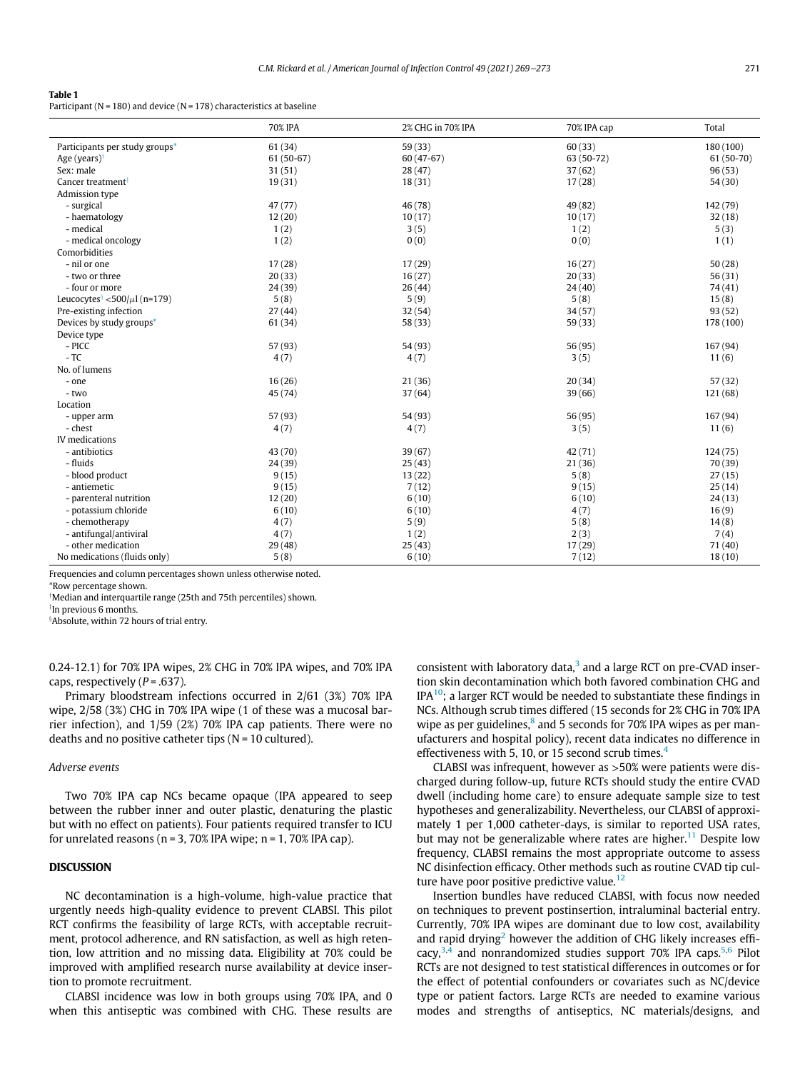**Table 1**
Participant (N = 180) and device (N = 178) characteristics at baseline

| | 70% IPA | 2% CHG in 70% IPA | 70% IPA cap | Total |
|---|---|---|---|---|
| Participants per study groups* | 61 (34) | 59 (33) | 60 (33) | 180 (100) |
| Age (years)† | 61 (50-67) | 60 (47-67) | 63 (50-72) | 61 (50-70) |
| Sex: male | 31 (51) | 28 (47) | 37 (62) | 96 (53) |
| Cancer treatment‡ | 19 (31) | 18 (31) | 17 (28) | 54 (30) |
| Admission type | | | | |
| - surgical | 47 (77) | 46 (78) | 49 (82) | 142 (79) |
| - haematology | 12 (20) | 10 (17) | 10 (17) | 32 (18) |
| - medical | 1 (2) | 3 (5) | 1 (2) | 5 (3) |
| - medical oncology | 1 (2) | 0 (0) | 0 (0) | 1 (1) |
| Comorbidities | | | | |
| - nil or one | 17 (28) | 17 (29) | 16 (27) | 50 (28) |
| - two or three | 20 (33) | 16 (27) | 20 (33) | 56 (31) |
| - four or more | 24 (39) | 26 (44) | 24 (40) | 74 (41) |
| Leucocytes§ <500/μl (n=179) | 5 (8) | 5 (9) | 5 (8) | 15 (8) |
| Pre-existing infection | 27 (44) | 32 (54) | 34 (57) | 93 (52) |
| Devices by study groups* | 61 (34) | 58 (33) | 59 (33) | 178 (100) |
| Device type | | | | |
| - PICC | 57 (93) | 54 (93) | 56 (95) | 167 (94) |
| - TC | 4 (7) | 4 (7) | 3 (5) | 11 (6) |
| No. of lumens | | | | |
| - one | 16 (26) | 21 (36) | 20 (34) | 57 (32) |
| - two | 45 (74) | 37 (64) | 39 (66) | 121 (68) |
| Location | | | | |
| - upper arm | 57 (93) | 54 (93) | 56 (95) | 167 (94) |
| - chest | 4 (7) | 4 (7) | 3 (5) | 11 (6) |
| IV medications | | | | |
| - antibiotics | 43 (70) | 39 (67) | 42 (71) | 124 (75) |
| - fluids | 24 (39) | 25 (43) | 21 (36) | 70 (39) |
| - blood product | 9 (15) | 13 (22) | 5 (8) | 27 (15) |
| - antiemetic | 9 (15) | 7 (12) | 9 (15) | 25 (14) |
| - parenteral nutrition | 12 (20) | 6 (10) | 6 (10) | 24 (13) |
| - potassium chloride | 6 (10) | 6 (10) | 4 (7) | 16 (9) |
| - chemotherapy | 4 (7) | 5 (9) | 5 (8) | 14 (8) |
| - antifungal/antiviral | 4 (7) | 1 (2) | 2 (3) | 7 (4) |
| - other medication | 29 (48) | 25 (43) | 17 (29) | 71 (40) |
| No medications (fluids only) | 5 (8) | 6 (10) | 7 (12) | 18 (10) |

Frequencies and column percentages shown unless otherwise noted.
*Row percentage shown.
†Median and interquartile range (25th and 75th percentiles) shown.
‡In previous 6 months.
§Absolute, within 72 hours of trial entry.

0.24-12.1) for 70% IPA wipes, 2% CHG in 70% IPA wipes, and 70% IPA caps, respectively ($P = .637$).

Primary bloodstream infections occurred in 2/61 (3%) 70% IPA wipe, 2/58 (3%) CHG in 70% IPA wipe (1 of these was a mucosal barrier infection), and 1/59 (2%) 70% IPA cap patients. There were no deaths and no positive catheter tips (N = 10 cultured).

### Adverse events

Two 70% IPA cap NCs became opaque (IPA appeared to seep between the rubber inner and outer plastic, denaturing the plastic but with no effect on patients). Four patients required transfer to ICU for unrelated reasons (n = 3, 70% IPA wipe; n = 1, 70% IPA cap).

## DISCUSSION

NC decontamination is a high-volume, high-value practice that urgently needs high-quality evidence to prevent CLABSI. This pilot RCT confirms the feasibility of large RCTs, with acceptable recruitment, protocol adherence, and RN satisfaction, as well as high retention, low attrition and no missing data. Eligibility at 70% could be improved with amplified research nurse availability at device insertion to promote recruitment.

CLABSI incidence was low in both groups using 70% IPA, and 0 when this antiseptic was combined with CHG. These results are consistent with laboratory data,[3] and a large RCT on pre-CVAD insertion skin decontamination which both favored combination CHG and IPA[10]; a larger RCT would be needed to substantiate these findings in NCs. Although scrub times differed (15 seconds for 2% CHG in 70% IPA wipe as per guidelines,[8] and 5 seconds for 70% IPA wipes as per manufacturers and hospital policy), recent data indicates no difference in effectiveness with 5, 10, or 15 second scrub times.[4]

CLABSI was infrequent, however as >50% were patients were discharged during follow-up, future RCTs should study the entire CVAD dwell (including home care) to ensure adequate sample size to test hypotheses and generalizability. Nevertheless, our CLABSI of approximately 1 per 1,000 catheter-days, is similar to reported USA rates, but may not be generalizable where rates are higher.[11] Despite low frequency, CLABSI remains the most appropriate outcome to assess NC disinfection efficacy. Other methods such as routine CVAD tip culture have poor positive predictive value.[12]

Insertion bundles have reduced CLABSI, with focus now needed on techniques to prevent postinsertion, intraluminal bacterial entry. Currently, 70% IPA wipes are dominant due to low cost, availability and rapid drying[2] however the addition of CHG likely increases efficacy,[3,4] and nonrandomized studies support 70% IPA caps.[5,6] Pilot RCTs are not designed to test statistical differences in outcomes or for the effect of potential confounders or covariates such as NC/device type or patient factors. Large RCTs are needed to examine various modes and strengths of antiseptics, NC materials/designs, and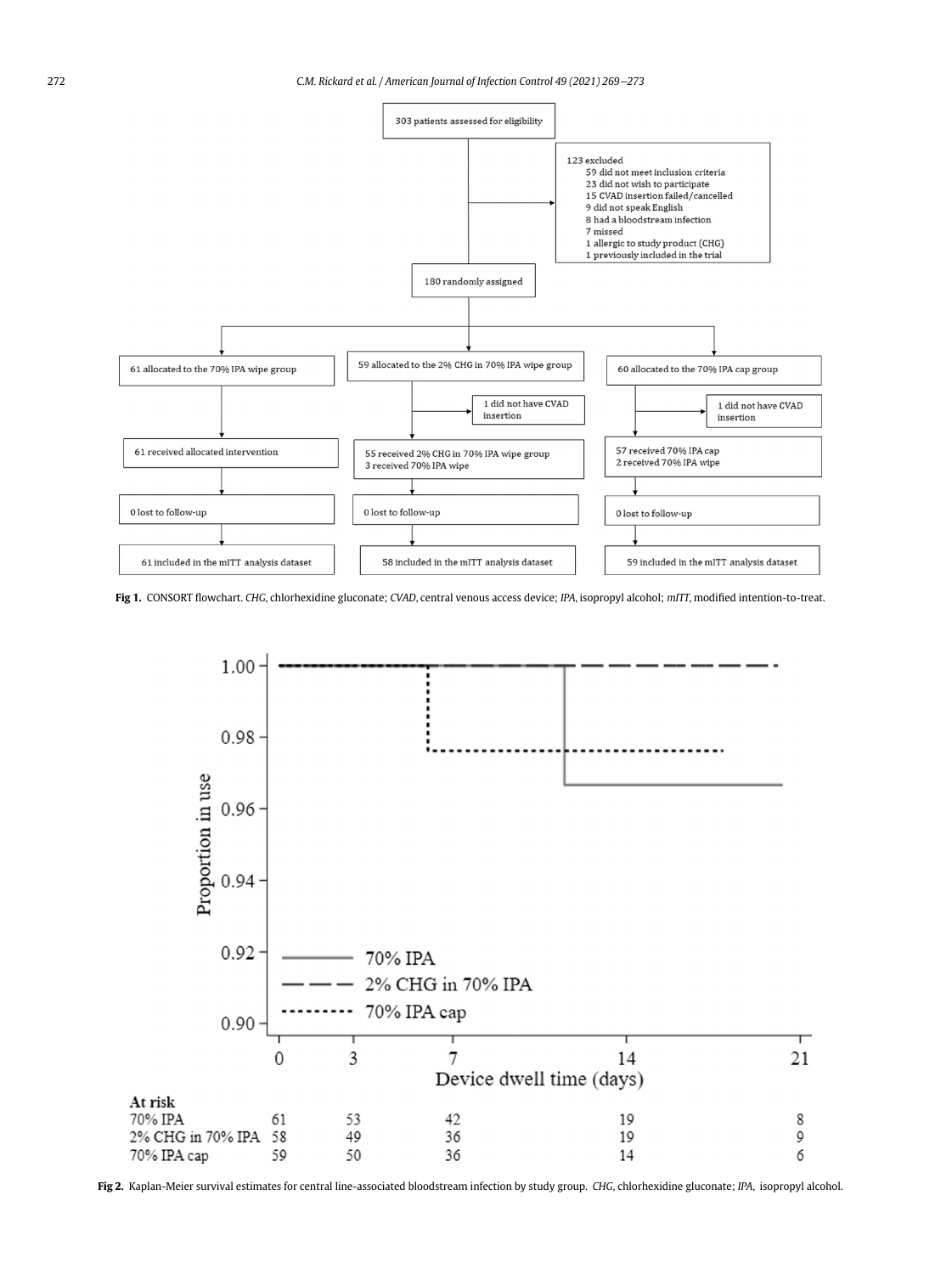303 patients assessed for eligibility

123 excluded
- 59 did not meet inclusion criteria
- 23 did not wish to participate
- 15 CVAD insertion failed/cancelled
- 9 did not speak English
- 8 had a bloodstream infection
- 7 missed
- 1 allergic to study product (CHG)
- 1 previously included in the trial

180 randomly assigned

| 70% IPA wipe group | 2% CHG in 70% IPA wipe group | 70% IPA cap group |
| --- | --- | --- |
| 61 allocated to the 70% IPA wipe group | 59 allocated to the 2% CHG in 70% IPA wipe group | 60 allocated to the 70% IPA cap group |
| | 1 did not have CVAD insertion | 1 did not have CVAD insertion |
| 61 received allocated intervention | 55 received 2% CHG in 70% IPA wipe group; 3 received 70% IPA wipe | 57 received 70% IPA cap; 2 received 70% IPA wipe |
| 0 lost to follow-up | 0 lost to follow-up | 0 lost to follow-up |
| 61 included in the mITT analysis dataset | 58 included in the mITT analysis dataset | 59 included in the mITT analysis dataset |

**Fig 1.** CONSORT flowchart. *CHG*, chlorhexidine gluconate; *CVAD*, central venous access device; *IPA*, isopropyl alcohol; *mITT*, modified intention-to-treat.

**At risk**

| | 0 | 3 | 7 | 14 | 21 |
| --- | --- | --- | --- | --- | --- |
| 70% IPA | 61 | 53 | 42 | 19 | 8 |
| 2% CHG in 70% IPA | 58 | 49 | 36 | 19 | 9 |
| 70% IPA cap | 59 | 50 | 36 | 14 | 6 |

**Fig 2.** Kaplan-Meier survival estimates for central line-associated bloodstream infection by study group. *CHG*, chlorhexidine gluconate; *IPA*, isopropyl alcohol.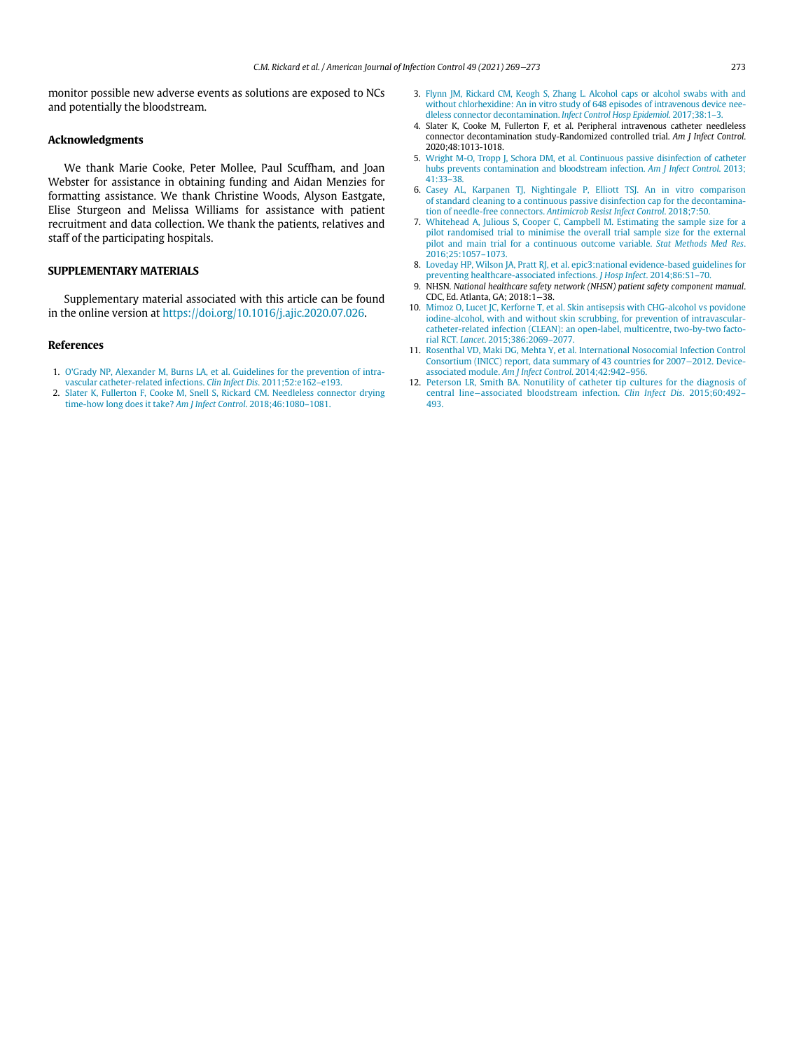monitor possible new adverse events as solutions are exposed to NCs and potentially the bloodstream.

## Acknowledgments

We thank Marie Cooke, Peter Mollee, Paul Scuffham, and Joan Webster for assistance in obtaining funding and Aidan Menzies for formatting assistance. We thank Christine Woods, Alyson Eastgate, Elise Sturgeon and Melissa Williams for assistance with patient recruitment and data collection. We thank the patients, relatives and staff of the participating hospitals.

## SUPPLEMENTARY MATERIALS

Supplementary material associated with this article can be found in the online version at https://doi.org/10.1016/j.ajic.2020.07.026.

## References

1. O'Grady NP, Alexander M, Burns LA, et al. Guidelines for the prevention of intravascular catheter-related infections. *Clin Infect Dis*. 2011;52:e162–e193.
2. Slater K, Fullerton F, Cooke M, Snell S, Rickard CM. Needleless connector drying time-how long does it take? *Am J Infect Control*. 2018;46:1080–1081.
3. Flynn JM, Rickard CM, Keogh S, Zhang L. Alcohol caps or alcohol swabs with and without chlorhexidine: An in vitro study of 648 episodes of intravenous device needleless connector decontamination. *Infect Control Hosp Epidemiol*. 2017;38:1–3.
4. Slater K, Cooke M, Fullerton F, et al. Peripheral intravenous catheter needleless connector decontamination study-Randomized controlled trial. *Am J Infect Control*. 2020;48:1013-1018.
5. Wright M-O, Tropp J, Schora DM, et al. Continuous passive disinfection of catheter hubs prevents contamination and bloodstream infection. *Am J Infect Control*. 2013; 41:33–38.
6. Casey AL, Karpanen TJ, Nightingale P, Elliott TSJ. An in vitro comparison of standard cleaning to a continuous passive disinfection cap for the decontamination of needle-free connectors. *Antimicrob Resist Infect Control*. 2018;7:50.
7. Whitehead A, Julious S, Cooper C, Campbell M. Estimating the sample size for a pilot randomised trial to minimise the overall trial sample size for the external pilot and main trial for a continuous outcome variable. *Stat Methods Med Res*. 2016;25:1057–1073.
8. Loveday HP, Wilson JA, Pratt RJ, et al. epic3:national evidence-based guidelines for preventing healthcare-associated infections. *J Hosp Infect*. 2014;86:S1–70.
9. NHSN. *National healthcare safety network (NHSN) patient safety component manual*. CDC, Ed. Atlanta, GA; 2018:1–38.
10. Mimoz O, Lucet JC, Kerforne T, et al. Skin antisepsis with CHG-alcohol vs povidone iodine-alcohol, with and without skin scrubbing, for prevention of intravascular-catheter-related infection (CLEAN): an open-label, multicentre, two-by-two factorial RCT. *Lancet*. 2015;386:2069–2077.
11. Rosenthal VD, Maki DG, Mehta Y, et al. International Nosocomial Infection Control Consortium (INICC) report, data summary of 43 countries for 2007–2012. Device-associated module. *Am J Infect Control*. 2014;42:942–956.
12. Peterson LR, Smith BA. Nonutility of catheter tip cultures for the diagnosis of central line–associated bloodstream infection. *Clin Infect Dis*. 2015;60:492–493.